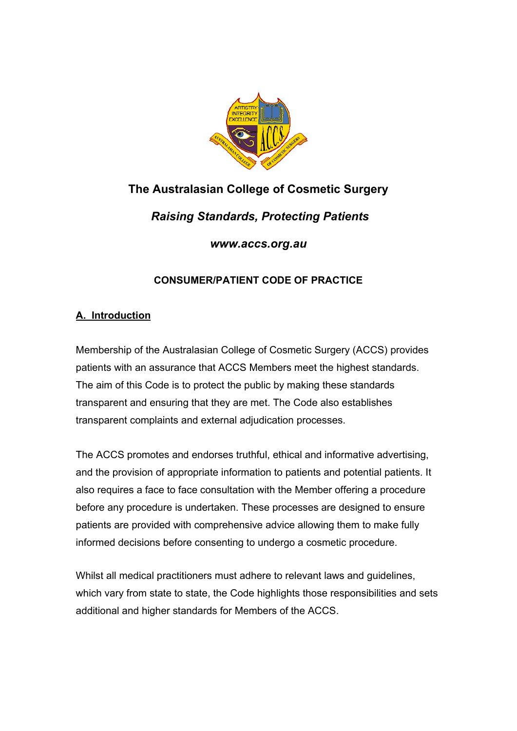# The Australasian College of Cosmetic Surgery

***Raising Standards, Protecting Patients***

***www.accs.org.au***

## CONSUMER/PATIENT CODE OF PRACTICE

### A. Introduction

Membership of the Australasian College of Cosmetic Surgery (ACCS) provides patients with an assurance that ACCS Members meet the highest standards. The aim of this Code is to protect the public by making these standards transparent and ensuring that they are met. The Code also establishes transparent complaints and external adjudication processes.

The ACCS promotes and endorses truthful, ethical and informative advertising, and the provision of appropriate information to patients and potential patients. It also requires a face to face consultation with the Member offering a procedure before any procedure is undertaken. These processes are designed to ensure patients are provided with comprehensive advice allowing them to make fully informed decisions before consenting to undergo a cosmetic procedure.

Whilst all medical practitioners must adhere to relevant laws and guidelines, which vary from state to state, the Code highlights those responsibilities and sets additional and higher standards for Members of the ACCS.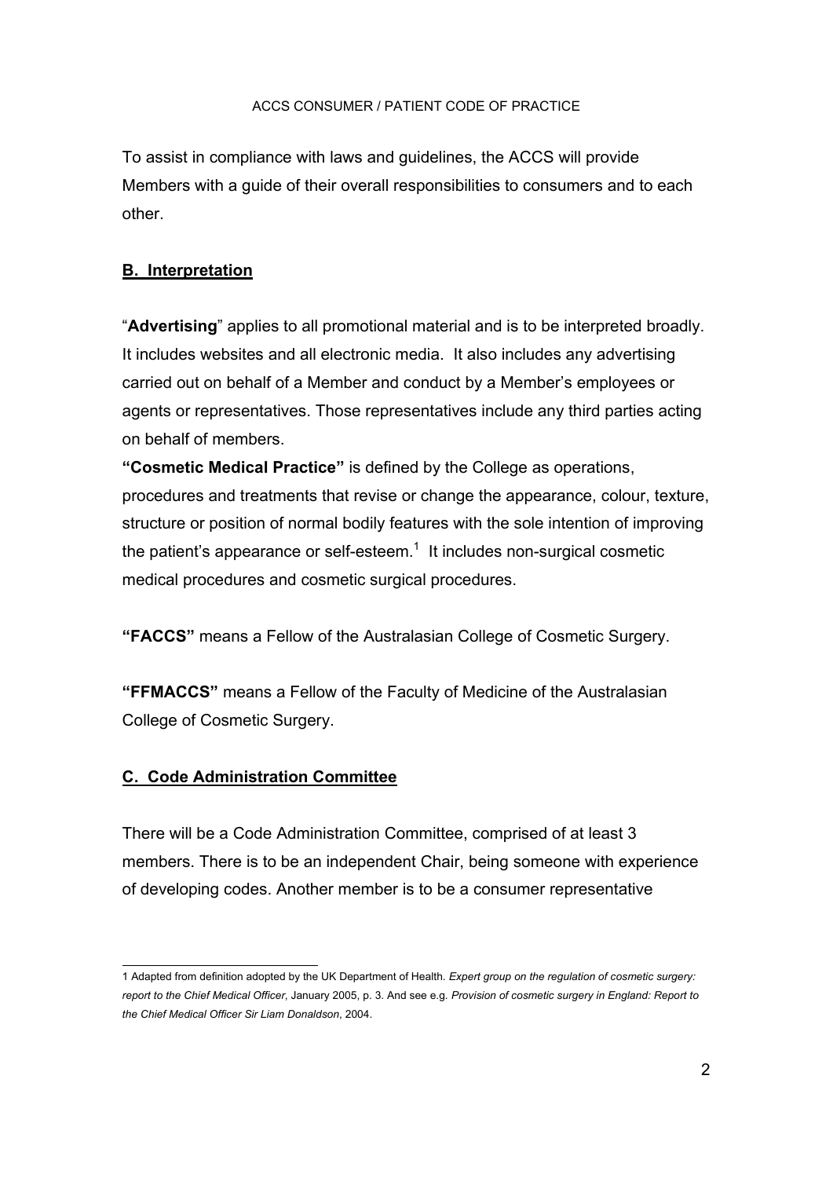To assist in compliance with laws and guidelines, the ACCS will provide Members with a guide of their overall responsibilities to consumers and to each other.

## B. Interpretation

"**Advertising**" applies to all promotional material and is to be interpreted broadly. It includes websites and all electronic media. It also includes any advertising carried out on behalf of a Member and conduct by a Member's employees or agents or representatives. Those representatives include any third parties acting on behalf of members.

**"Cosmetic Medical Practice"** is defined by the College as operations, procedures and treatments that revise or change the appearance, colour, texture, structure or position of normal bodily features with the sole intention of improving the patient's appearance or self-esteem.[1] It includes non-surgical cosmetic medical procedures and cosmetic surgical procedures.

**"FACCS"** means a Fellow of the Australasian College of Cosmetic Surgery.

**"FFMACCS"** means a Fellow of the Faculty of Medicine of the Australasian College of Cosmetic Surgery.

## C. Code Administration Committee

There will be a Code Administration Committee, comprised of at least 3 members. There is to be an independent Chair, being someone with experience of developing codes. Another member is to be a consumer representative

---

1 Adapted from definition adopted by the UK Department of Health. *Expert group on the regulation of cosmetic surgery: report to the Chief Medical Officer*, January 2005, p. 3. And see e.g. *Provision of cosmetic surgery in England: Report to the Chief Medical Officer Sir Liam Donaldson*, 2004.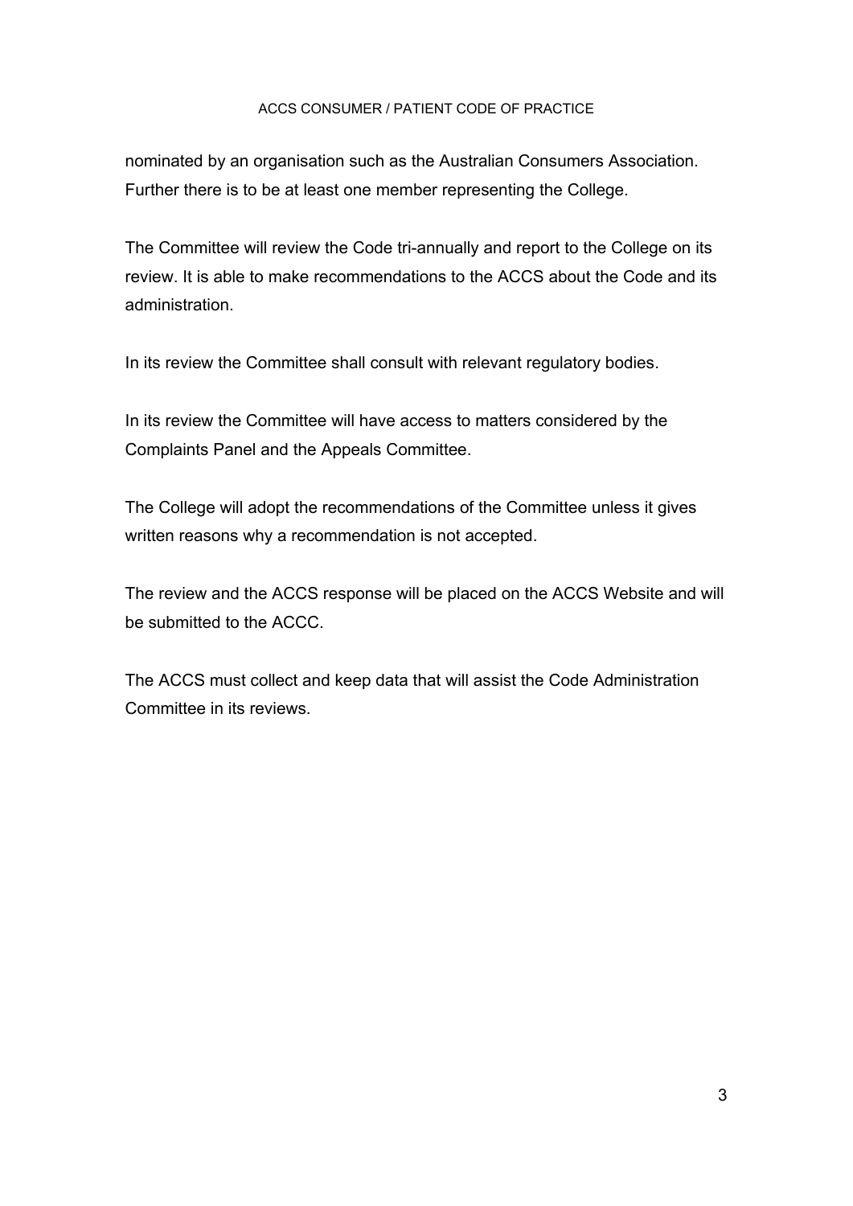nominated by an organisation such as the Australian Consumers Association. Further there is to be at least one member representing the College.

The Committee will review the Code tri-annually and report to the College on its review. It is able to make recommendations to the ACCS about the Code and its administration.

In its review the Committee shall consult with relevant regulatory bodies.

In its review the Committee will have access to matters considered by the Complaints Panel and the Appeals Committee.

The College will adopt the recommendations of the Committee unless it gives written reasons why a recommendation is not accepted.

The review and the ACCS response will be placed on the ACCS Website and will be submitted to the ACCC.

The ACCS must collect and keep data that will assist the Code Administration Committee in its reviews.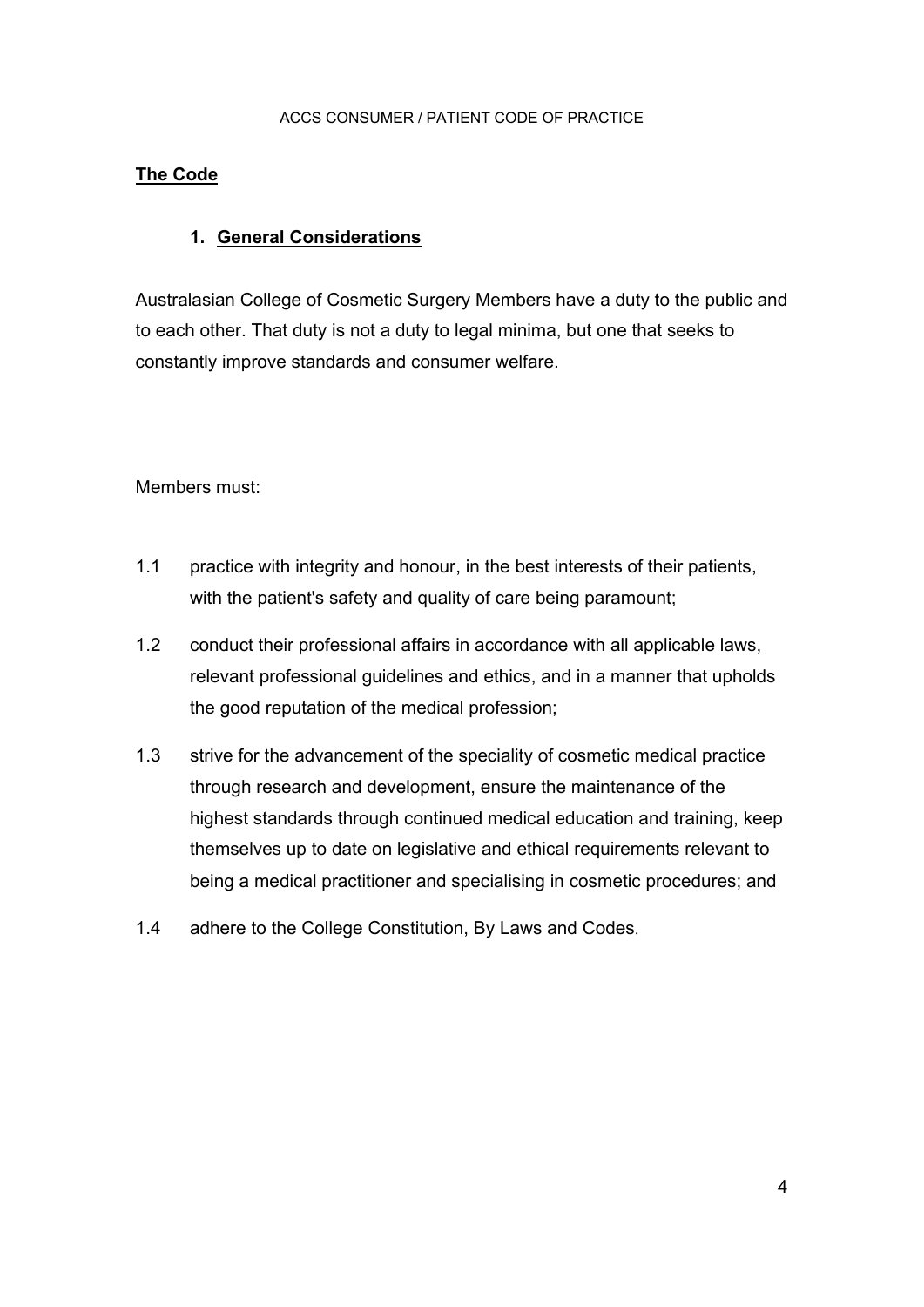## The Code

### 1. General Considerations

Australasian College of Cosmetic Surgery Members have a duty to the public and to each other. That duty is not a duty to legal minima, but one that seeks to constantly improve standards and consumer welfare.

Members must:

1.1 practice with integrity and honour, in the best interests of their patients, with the patient's safety and quality of care being paramount;

1.2 conduct their professional affairs in accordance with all applicable laws, relevant professional guidelines and ethics, and in a manner that upholds the good reputation of the medical profession;

1.3 strive for the advancement of the speciality of cosmetic medical practice through research and development, ensure the maintenance of the highest standards through continued medical education and training, keep themselves up to date on legislative and ethical requirements relevant to being a medical practitioner and specialising in cosmetic procedures; and

1.4 adhere to the College Constitution, By Laws and Codes.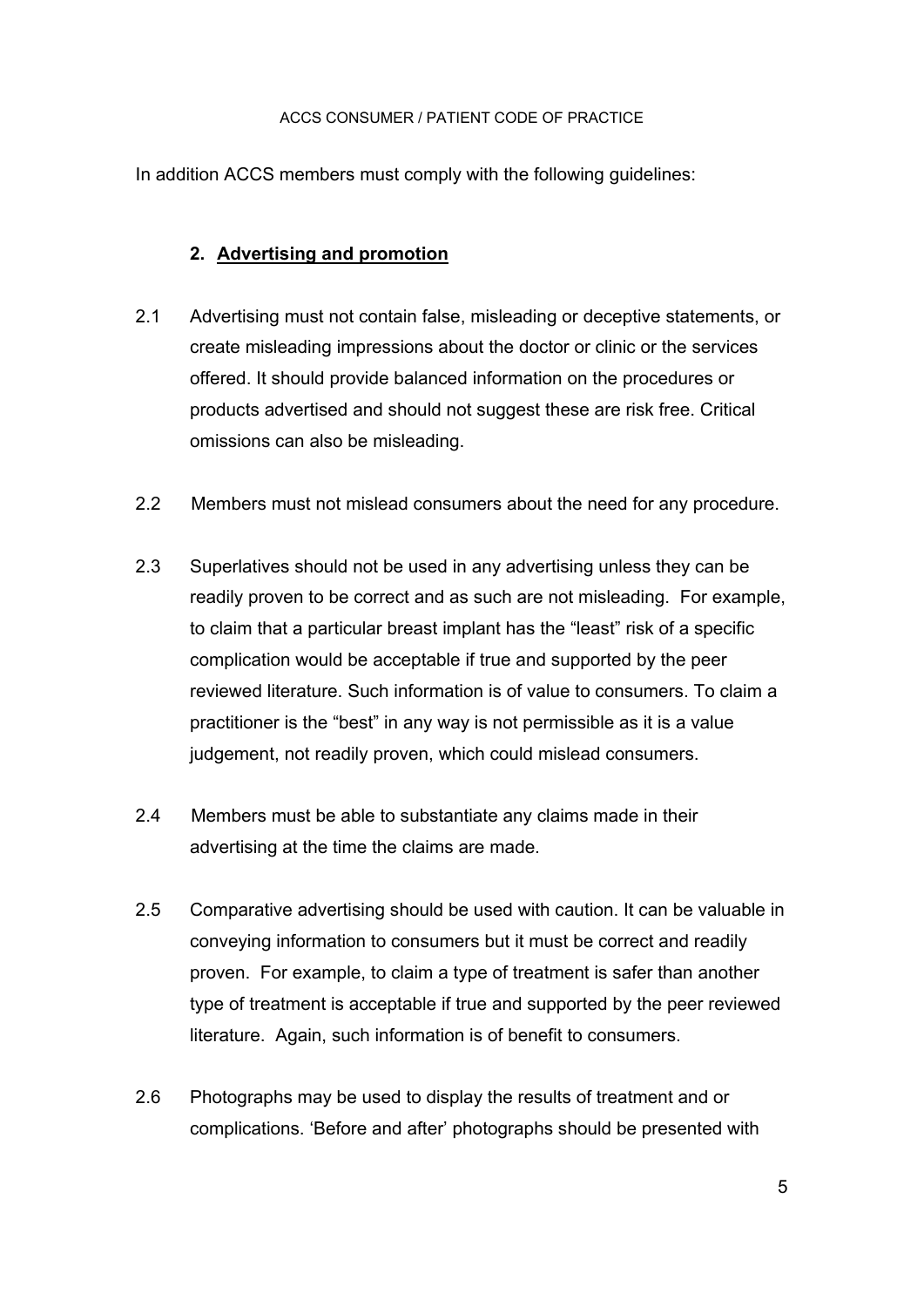In addition ACCS members must comply with the following guidelines:

## 2. Advertising and promotion

2.1 Advertising must not contain false, misleading or deceptive statements, or create misleading impressions about the doctor or clinic or the services offered. It should provide balanced information on the procedures or products advertised and should not suggest these are risk free. Critical omissions can also be misleading.

2.2 Members must not mislead consumers about the need for any procedure.

2.3 Superlatives should not be used in any advertising unless they can be readily proven to be correct and as such are not misleading. For example, to claim that a particular breast implant has the "least" risk of a specific complication would be acceptable if true and supported by the peer reviewed literature. Such information is of value to consumers. To claim a practitioner is the "best" in any way is not permissible as it is a value judgement, not readily proven, which could mislead consumers.

2.4 Members must be able to substantiate any claims made in their advertising at the time the claims are made.

2.5 Comparative advertising should be used with caution. It can be valuable in conveying information to consumers but it must be correct and readily proven. For example, to claim a type of treatment is safer than another type of treatment is acceptable if true and supported by the peer reviewed literature. Again, such information is of benefit to consumers.

2.6 Photographs may be used to display the results of treatment and or complications. 'Before and after' photographs should be presented with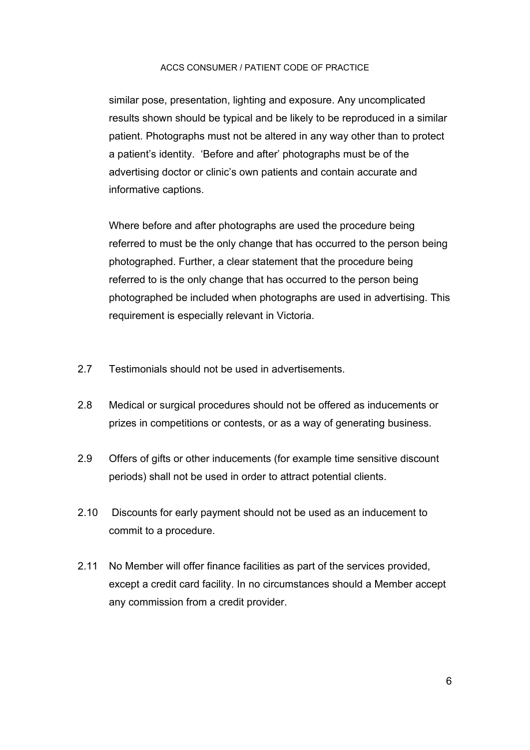similar pose, presentation, lighting and exposure. Any uncomplicated results shown should be typical and be likely to be reproduced in a similar patient. Photographs must not be altered in any way other than to protect a patient's identity. 'Before and after' photographs must be of the advertising doctor or clinic's own patients and contain accurate and informative captions.

Where before and after photographs are used the procedure being referred to must be the only change that has occurred to the person being photographed. Further, a clear statement that the procedure being referred to is the only change that has occurred to the person being photographed be included when photographs are used in advertising. This requirement is especially relevant in Victoria.

2.7 Testimonials should not be used in advertisements.

2.8 Medical or surgical procedures should not be offered as inducements or prizes in competitions or contests, or as a way of generating business.

2.9 Offers of gifts or other inducements (for example time sensitive discount periods) shall not be used in order to attract potential clients.

2.10 Discounts for early payment should not be used as an inducement to commit to a procedure.

2.11 No Member will offer finance facilities as part of the services provided, except a credit card facility. In no circumstances should a Member accept any commission from a credit provider.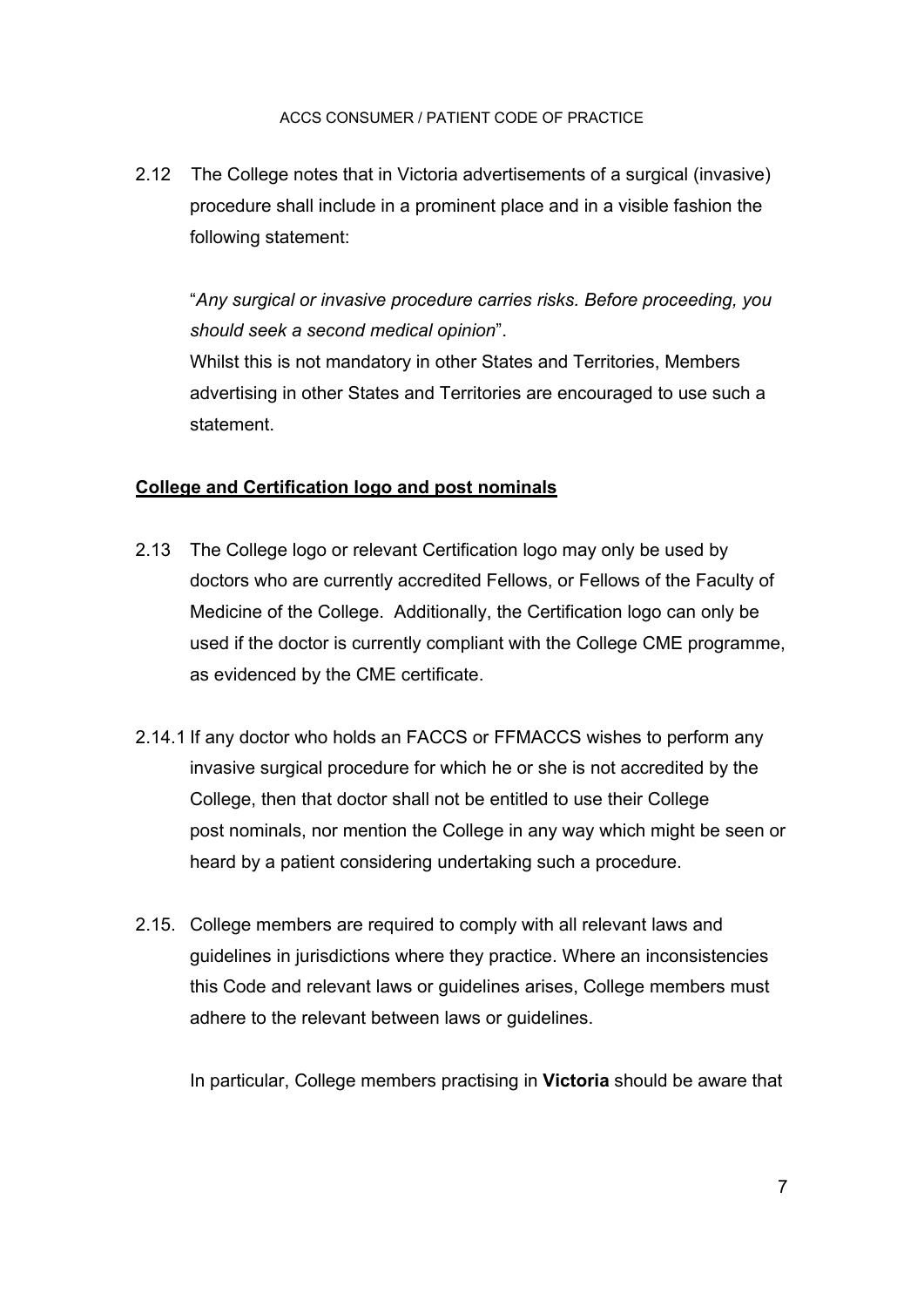2.12 The College notes that in Victoria advertisements of a surgical (invasive) procedure shall include in a prominent place and in a visible fashion the following statement:

"*Any surgical or invasive procedure carries risks. Before proceeding, you should seek a second medical opinion*".

Whilst this is not mandatory in other States and Territories, Members advertising in other States and Territories are encouraged to use such a statement.

**College and Certification logo and post nominals**

2.13 The College logo or relevant Certification logo may only be used by doctors who are currently accredited Fellows, or Fellows of the Faculty of Medicine of the College. Additionally, the Certification logo can only be used if the doctor is currently compliant with the College CME programme, as evidenced by the CME certificate.

2.14.1 If any doctor who holds an FACCS or FFMACCS wishes to perform any invasive surgical procedure for which he or she is not accredited by the College, then that doctor shall not be entitled to use their College post nominals, nor mention the College in any way which might be seen or heard by a patient considering undertaking such a procedure.

2.15. College members are required to comply with all relevant laws and guidelines in jurisdictions where they practice. Where an inconsistencies this Code and relevant laws or guidelines arises, College members must adhere to the relevant between laws or guidelines.

In particular, College members practising in **Victoria** should be aware that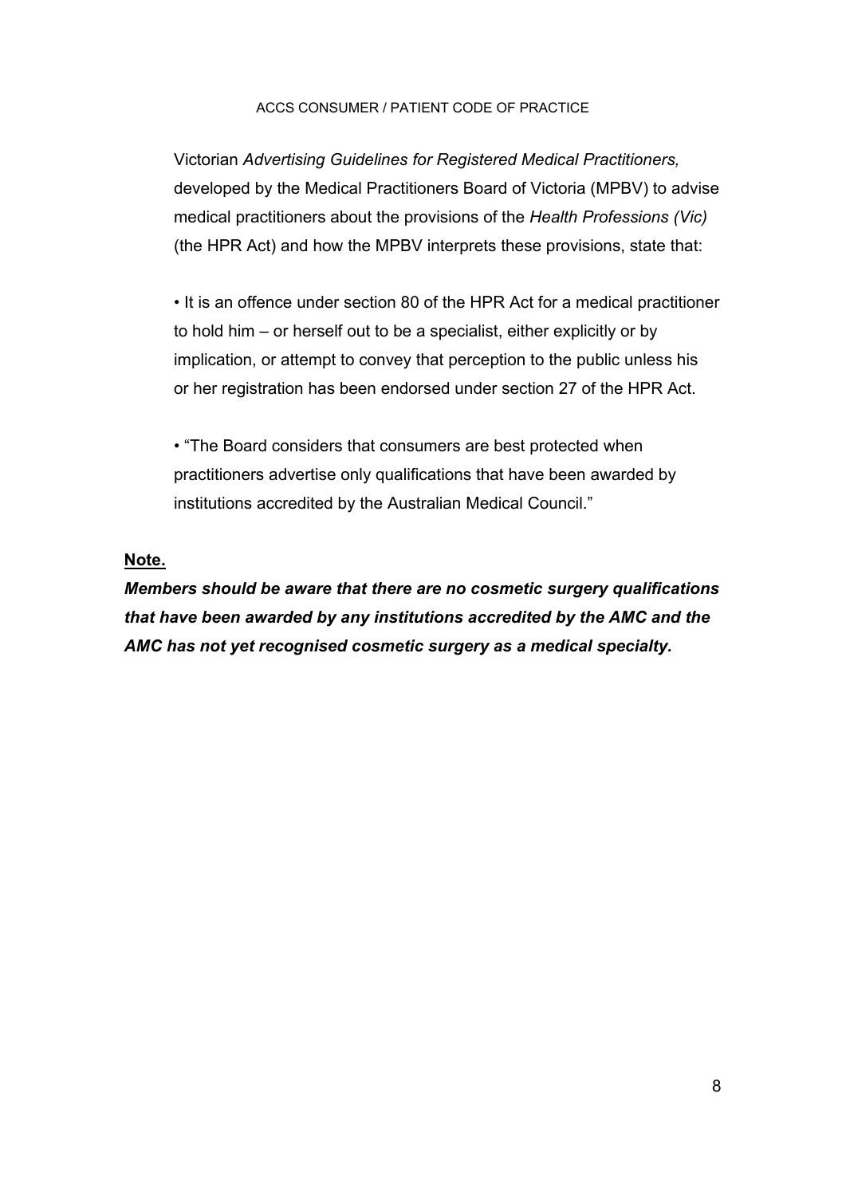Victorian *Advertising Guidelines for Registered Medical Practitioners,* developed by the Medical Practitioners Board of Victoria (MPBV) to advise medical practitioners about the provisions of the *Health Professions (Vic)* (the HPR Act) and how the MPBV interprets these provisions, state that:

- It is an offence under section 80 of the HPR Act for a medical practitioner to hold him – or herself out to be a specialist, either explicitly or by implication, or attempt to convey that perception to the public unless his or her registration has been endorsed under section 27 of the HPR Act.

- "The Board considers that consumers are best protected when practitioners advertise only qualifications that have been awarded by institutions accredited by the Australian Medical Council."

**Note.**

***Members should be aware that there are no cosmetic surgery qualifications that have been awarded by any institutions accredited by the AMC and the AMC has not yet recognised cosmetic surgery as a medical specialty.***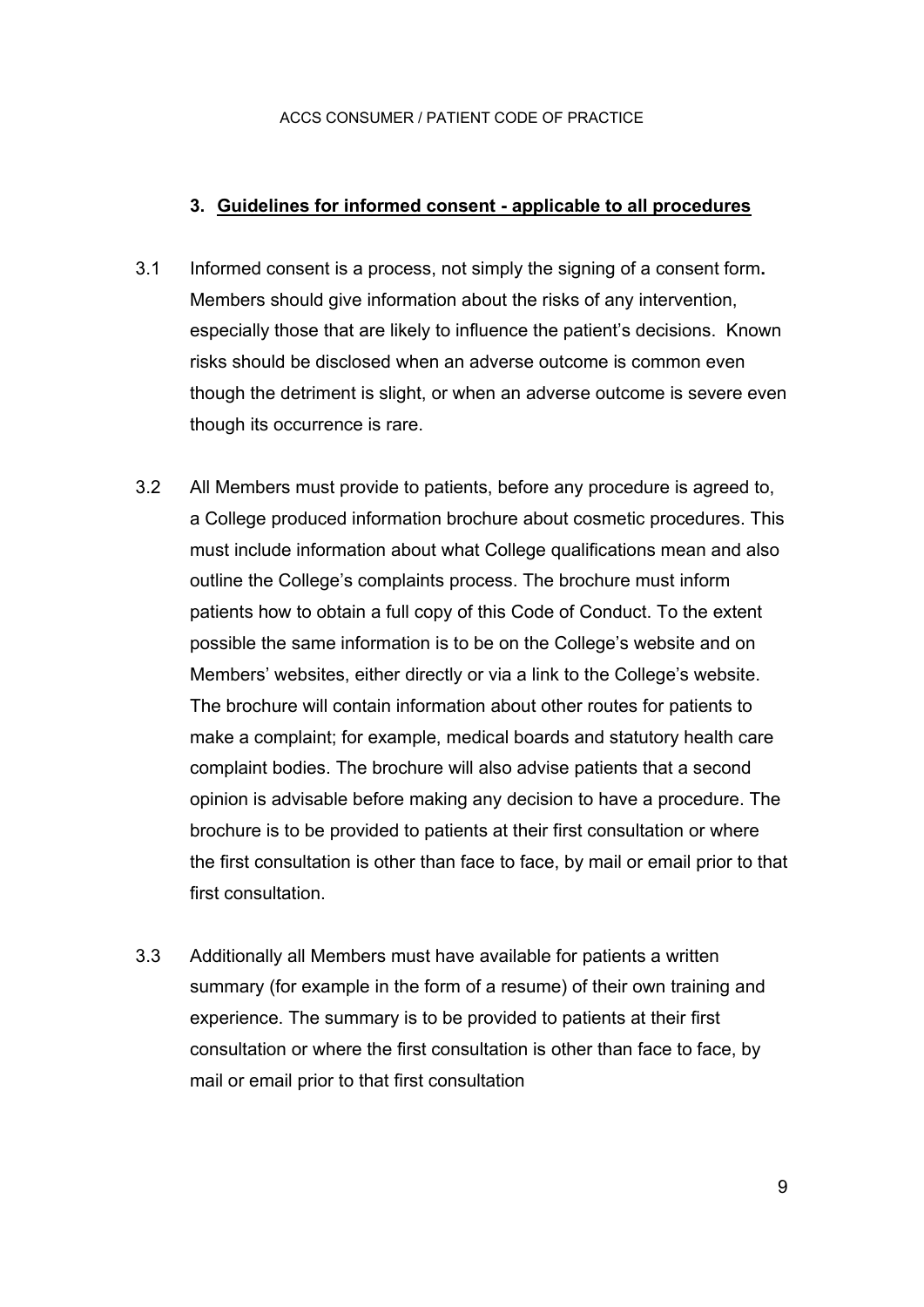## 3. <u>Guidelines for informed consent - applicable to all procedures</u>

3.1 Informed consent is a process, not simply the signing of a consent form**.** Members should give information about the risks of any intervention, especially those that are likely to influence the patient's decisions. Known risks should be disclosed when an adverse outcome is common even though the detriment is slight, or when an adverse outcome is severe even though its occurrence is rare.

3.2 All Members must provide to patients, before any procedure is agreed to, a College produced information brochure about cosmetic procedures. This must include information about what College qualifications mean and also outline the College's complaints process. The brochure must inform patients how to obtain a full copy of this Code of Conduct. To the extent possible the same information is to be on the College's website and on Members' websites, either directly or via a link to the College's website. The brochure will contain information about other routes for patients to make a complaint; for example, medical boards and statutory health care complaint bodies. The brochure will also advise patients that a second opinion is advisable before making any decision to have a procedure. The brochure is to be provided to patients at their first consultation or where the first consultation is other than face to face, by mail or email prior to that first consultation.

3.3 Additionally all Members must have available for patients a written summary (for example in the form of a resume) of their own training and experience. The summary is to be provided to patients at their first consultation or where the first consultation is other than face to face, by mail or email prior to that first consultation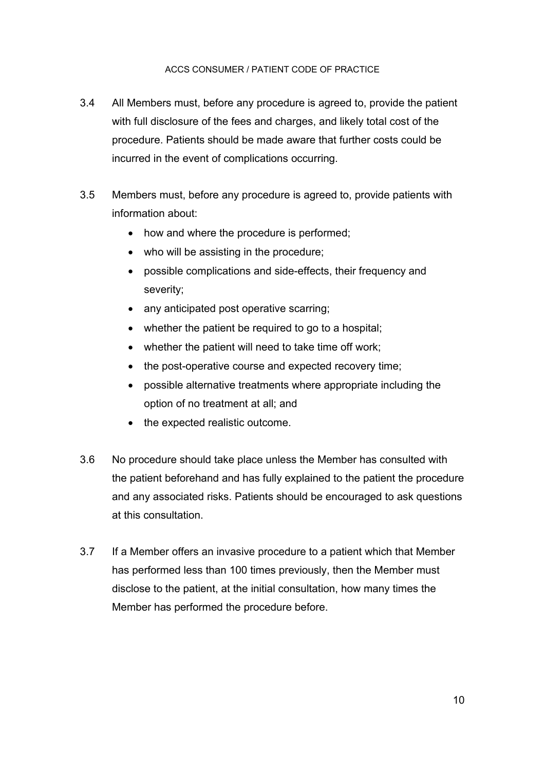3.4 All Members must, before any procedure is agreed to, provide the patient with full disclosure of the fees and charges, and likely total cost of the procedure. Patients should be made aware that further costs could be incurred in the event of complications occurring.

3.5 Members must, before any procedure is agreed to, provide patients with information about:

- how and where the procedure is performed;
- who will be assisting in the procedure;
- possible complications and side-effects, their frequency and severity;
- any anticipated post operative scarring;
- whether the patient be required to go to a hospital;
- whether the patient will need to take time off work;
- the post-operative course and expected recovery time;
- possible alternative treatments where appropriate including the option of no treatment at all; and
- the expected realistic outcome.

3.6 No procedure should take place unless the Member has consulted with the patient beforehand and has fully explained to the patient the procedure and any associated risks. Patients should be encouraged to ask questions at this consultation.

3.7 If a Member offers an invasive procedure to a patient which that Member has performed less than 100 times previously, then the Member must disclose to the patient, at the initial consultation, how many times the Member has performed the procedure before.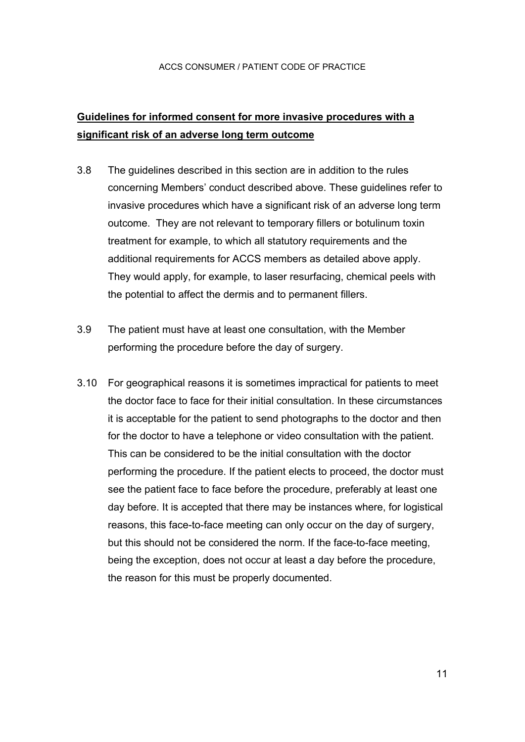**Guidelines for informed consent for more invasive procedures with a significant risk of an adverse long term outcome**

3.8 The guidelines described in this section are in addition to the rules concerning Members' conduct described above. These guidelines refer to invasive procedures which have a significant risk of an adverse long term outcome. They are not relevant to temporary fillers or botulinum toxin treatment for example, to which all statutory requirements and the additional requirements for ACCS members as detailed above apply. They would apply, for example, to laser resurfacing, chemical peels with the potential to affect the dermis and to permanent fillers.

3.9 The patient must have at least one consultation, with the Member performing the procedure before the day of surgery.

3.10 For geographical reasons it is sometimes impractical for patients to meet the doctor face to face for their initial consultation. In these circumstances it is acceptable for the patient to send photographs to the doctor and then for the doctor to have a telephone or video consultation with the patient. This can be considered to be the initial consultation with the doctor performing the procedure. If the patient elects to proceed, the doctor must see the patient face to face before the procedure, preferably at least one day before. It is accepted that there may be instances where, for logistical reasons, this face-to-face meeting can only occur on the day of surgery, but this should not be considered the norm. If the face-to-face meeting, being the exception, does not occur at least a day before the procedure, the reason for this must be properly documented.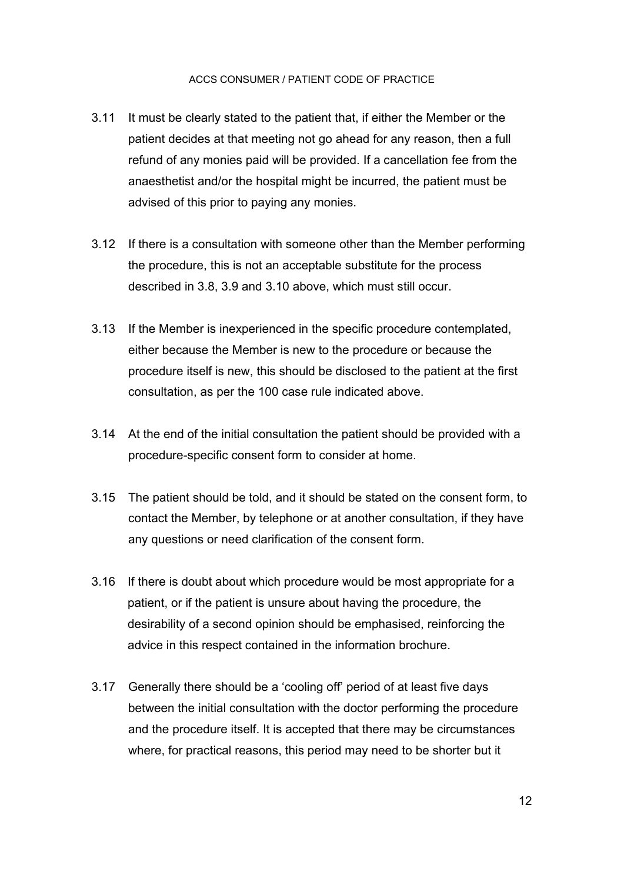3.11 It must be clearly stated to the patient that, if either the Member or the patient decides at that meeting not go ahead for any reason, then a full refund of any monies paid will be provided. If a cancellation fee from the anaesthetist and/or the hospital might be incurred, the patient must be advised of this prior to paying any monies.

3.12 If there is a consultation with someone other than the Member performing the procedure, this is not an acceptable substitute for the process described in 3.8, 3.9 and 3.10 above, which must still occur.

3.13 If the Member is inexperienced in the specific procedure contemplated, either because the Member is new to the procedure or because the procedure itself is new, this should be disclosed to the patient at the first consultation, as per the 100 case rule indicated above.

3.14 At the end of the initial consultation the patient should be provided with a procedure-specific consent form to consider at home.

3.15 The patient should be told, and it should be stated on the consent form, to contact the Member, by telephone or at another consultation, if they have any questions or need clarification of the consent form.

3.16 If there is doubt about which procedure would be most appropriate for a patient, or if the patient is unsure about having the procedure, the desirability of a second opinion should be emphasised, reinforcing the advice in this respect contained in the information brochure.

3.17 Generally there should be a 'cooling off' period of at least five days between the initial consultation with the doctor performing the procedure and the procedure itself. It is accepted that there may be circumstances where, for practical reasons, this period may need to be shorter but it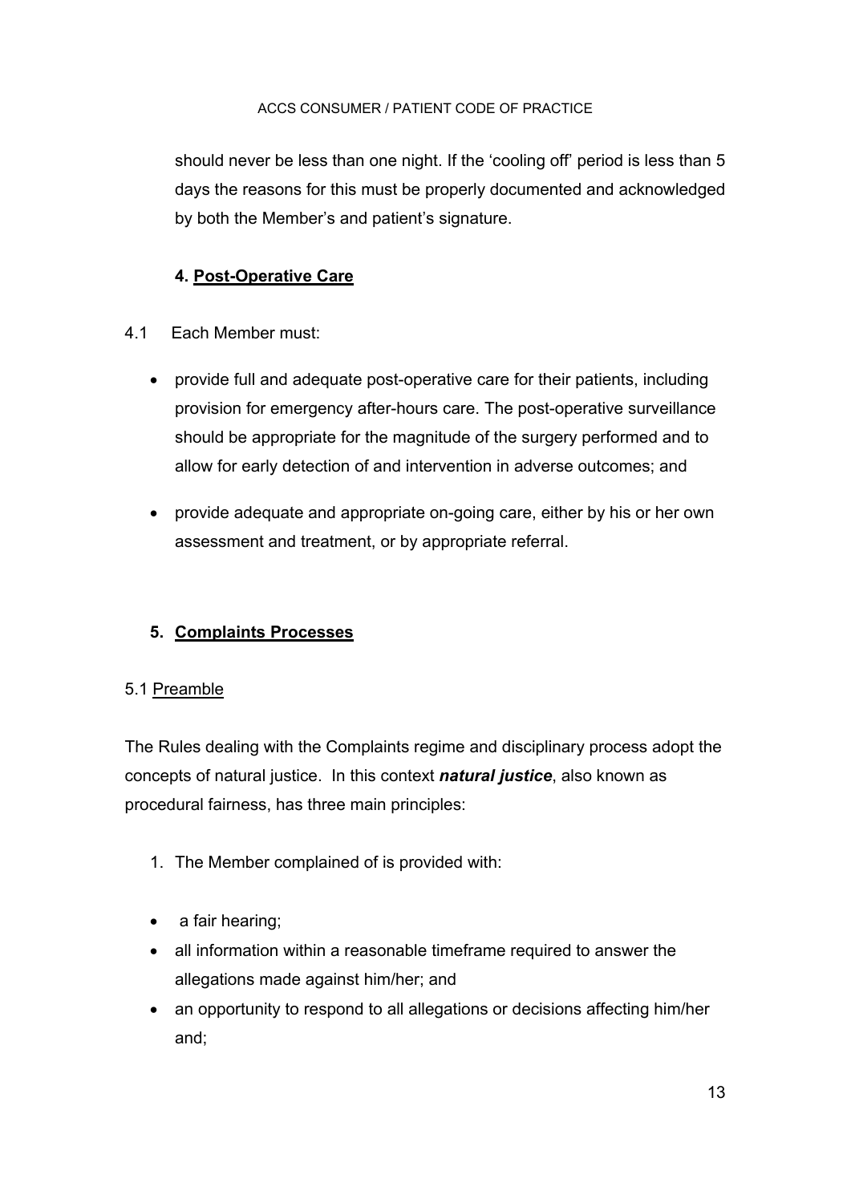should never be less than one night. If the 'cooling off' period is less than 5 days the reasons for this must be properly documented and acknowledged by both the Member's and patient's signature.

## 4. <u>Post-Operative Care</u>

4.1 Each Member must:

- provide full and adequate post-operative care for their patients, including provision for emergency after-hours care. The post-operative surveillance should be appropriate for the magnitude of the surgery performed and to allow for early detection of and intervention in adverse outcomes; and
- provide adequate and appropriate on-going care, either by his or her own assessment and treatment, or by appropriate referral.

## 5. <u>Complaints Processes</u>

5.1 <u>Preamble</u>

The Rules dealing with the Complaints regime and disciplinary process adopt the concepts of natural justice. In this context ***natural justice***, also known as procedural fairness, has three main principles:

1. The Member complained of is provided with:

- a fair hearing;
- all information within a reasonable timeframe required to answer the allegations made against him/her; and
- an opportunity to respond to all allegations or decisions affecting him/her and;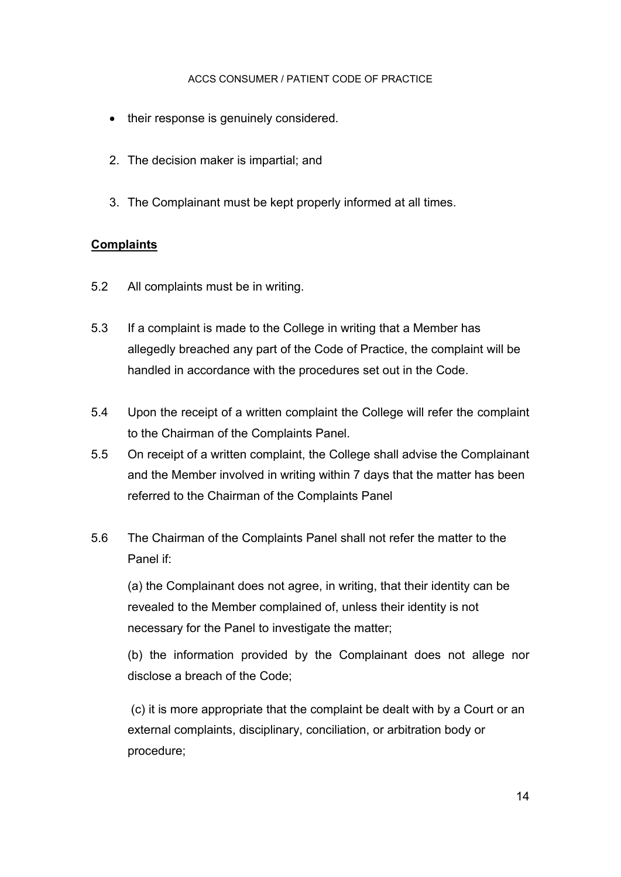- their response is genuinely considered.

2. The decision maker is impartial; and

3. The Complainant must be kept properly informed at all times.

**Complaints**

5.2 All complaints must be in writing.

5.3 If a complaint is made to the College in writing that a Member has allegedly breached any part of the Code of Practice, the complaint will be handled in accordance with the procedures set out in the Code.

5.4 Upon the receipt of a written complaint the College will refer the complaint to the Chairman of the Complaints Panel.

5.5 On receipt of a written complaint, the College shall advise the Complainant and the Member involved in writing within 7 days that the matter has been referred to the Chairman of the Complaints Panel

5.6 The Chairman of the Complaints Panel shall not refer the matter to the Panel if:

(a) the Complainant does not agree, in writing, that their identity can be revealed to the Member complained of, unless their identity is not necessary for the Panel to investigate the matter;

(b) the information provided by the Complainant does not allege nor disclose a breach of the Code;

(c) it is more appropriate that the complaint be dealt with by a Court or an external complaints, disciplinary, conciliation, or arbitration body or procedure;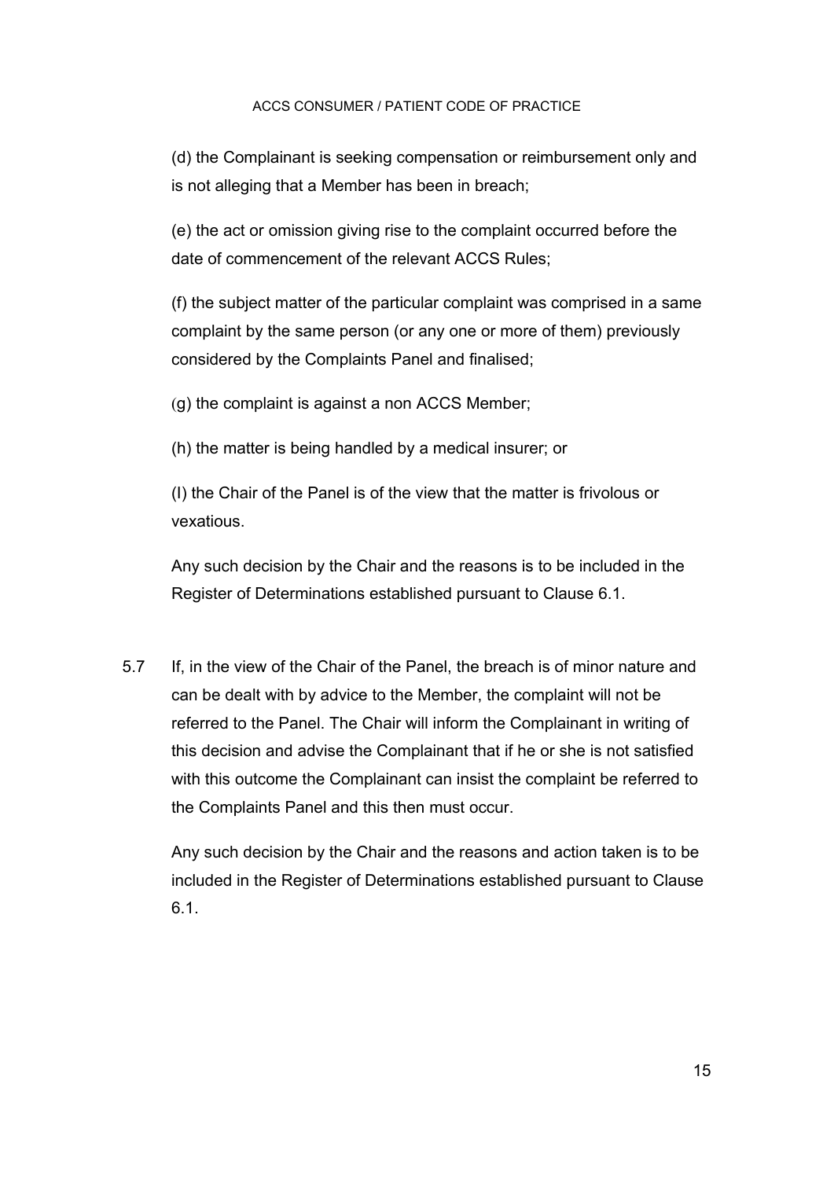(d) the Complainant is seeking compensation or reimbursement only and is not alleging that a Member has been in breach;

(e) the act or omission giving rise to the complaint occurred before the date of commencement of the relevant ACCS Rules;

(f) the subject matter of the particular complaint was comprised in a same complaint by the same person (or any one or more of them) previously considered by the Complaints Panel and finalised;

(g) the complaint is against a non ACCS Member;

(h) the matter is being handled by a medical insurer; or

(I) the Chair of the Panel is of the view that the matter is frivolous or vexatious.

Any such decision by the Chair and the reasons is to be included in the Register of Determinations established pursuant to Clause 6.1.

5.7 If, in the view of the Chair of the Panel, the breach is of minor nature and can be dealt with by advice to the Member, the complaint will not be referred to the Panel. The Chair will inform the Complainant in writing of this decision and advise the Complainant that if he or she is not satisfied with this outcome the Complainant can insist the complaint be referred to the Complaints Panel and this then must occur.

Any such decision by the Chair and the reasons and action taken is to be included in the Register of Determinations established pursuant to Clause 6.1.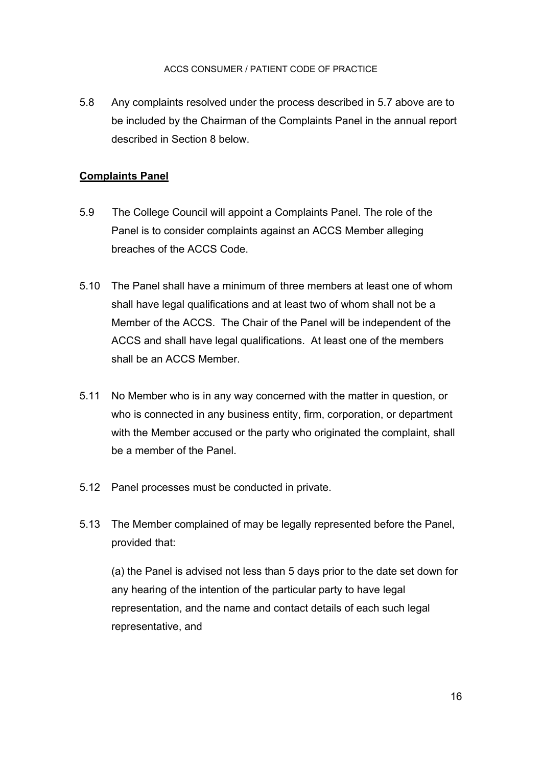5.8 Any complaints resolved under the process described in 5.7 above are to be included by the Chairman of the Complaints Panel in the annual report described in Section 8 below.

## Complaints Panel

5.9 The College Council will appoint a Complaints Panel. The role of the Panel is to consider complaints against an ACCS Member alleging breaches of the ACCS Code.

5.10 The Panel shall have a minimum of three members at least one of whom shall have legal qualifications and at least two of whom shall not be a Member of the ACCS. The Chair of the Panel will be independent of the ACCS and shall have legal qualifications. At least one of the members shall be an ACCS Member.

5.11 No Member who is in any way concerned with the matter in question, or who is connected in any business entity, firm, corporation, or department with the Member accused or the party who originated the complaint, shall be a member of the Panel.

5.12 Panel processes must be conducted in private.

5.13 The Member complained of may be legally represented before the Panel, provided that:

(a) the Panel is advised not less than 5 days prior to the date set down for any hearing of the intention of the particular party to have legal representation, and the name and contact details of each such legal representative, and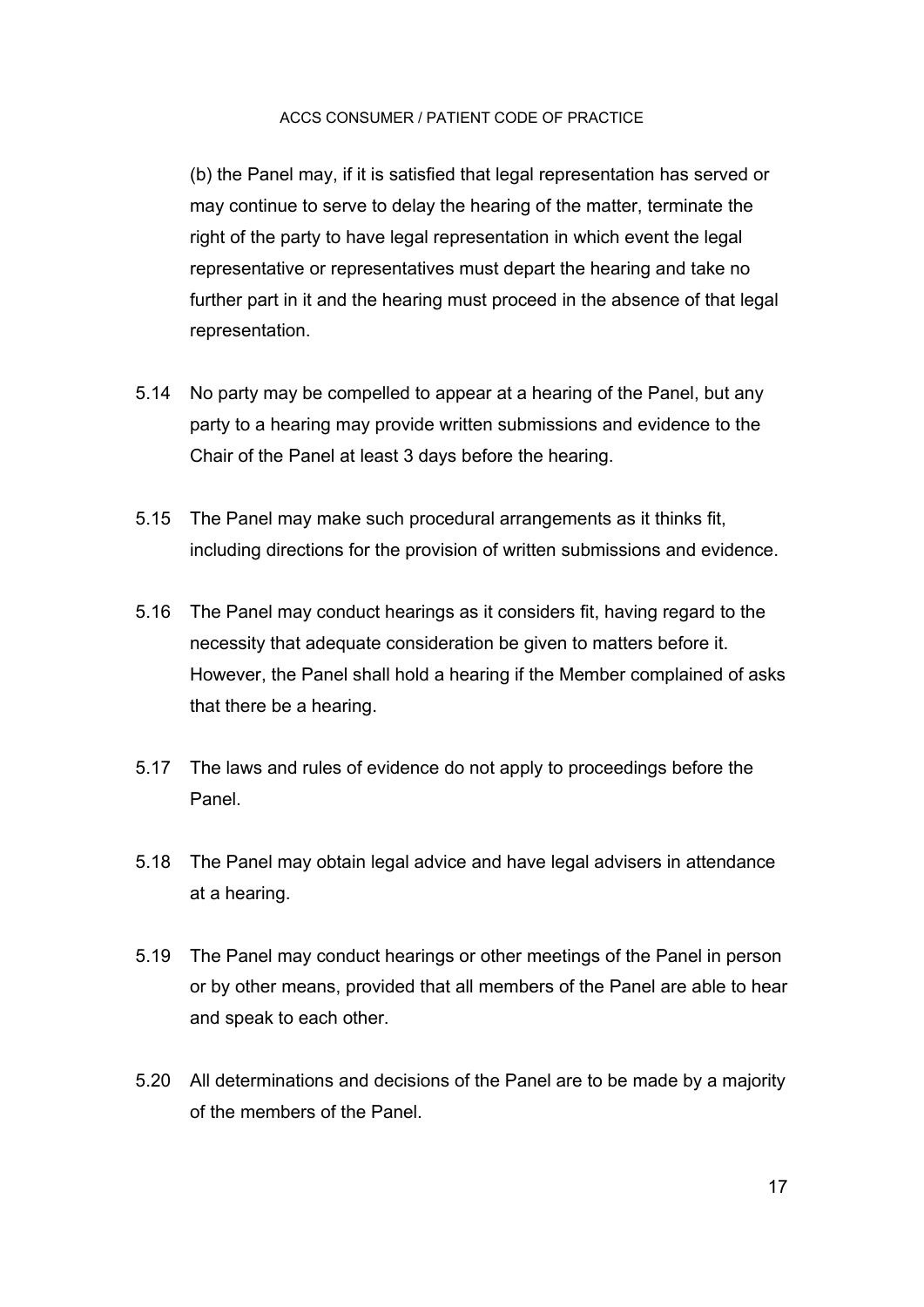(b) the Panel may, if it is satisfied that legal representation has served or may continue to serve to delay the hearing of the matter, terminate the right of the party to have legal representation in which event the legal representative or representatives must depart the hearing and take no further part in it and the hearing must proceed in the absence of that legal representation.

5.14 No party may be compelled to appear at a hearing of the Panel, but any party to a hearing may provide written submissions and evidence to the Chair of the Panel at least 3 days before the hearing.

5.15 The Panel may make such procedural arrangements as it thinks fit, including directions for the provision of written submissions and evidence.

5.16 The Panel may conduct hearings as it considers fit, having regard to the necessity that adequate consideration be given to matters before it. However, the Panel shall hold a hearing if the Member complained of asks that there be a hearing.

5.17 The laws and rules of evidence do not apply to proceedings before the Panel.

5.18 The Panel may obtain legal advice and have legal advisers in attendance at a hearing.

5.19 The Panel may conduct hearings or other meetings of the Panel in person or by other means, provided that all members of the Panel are able to hear and speak to each other.

5.20 All determinations and decisions of the Panel are to be made by a majority of the members of the Panel.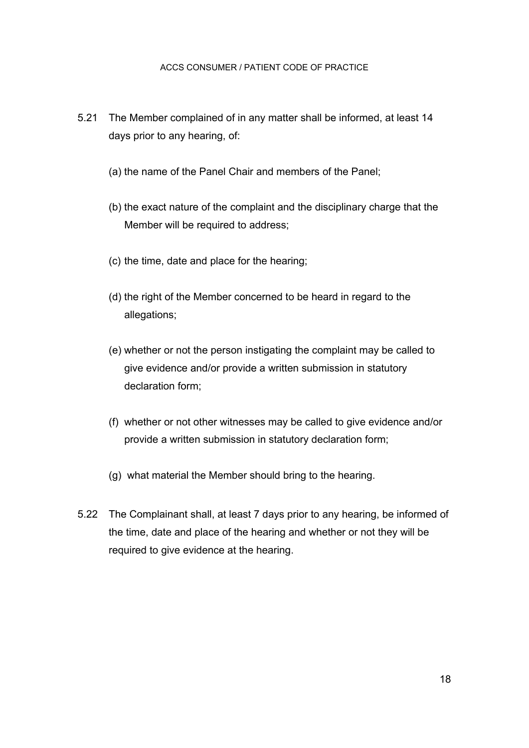5.21 The Member complained of in any matter shall be informed, at least 14 days prior to any hearing, of:

(a) the name of the Panel Chair and members of the Panel;

(b) the exact nature of the complaint and the disciplinary charge that the Member will be required to address;

(c) the time, date and place for the hearing;

(d) the right of the Member concerned to be heard in regard to the allegations;

(e) whether or not the person instigating the complaint may be called to give evidence and/or provide a written submission in statutory declaration form;

(f) whether or not other witnesses may be called to give evidence and/or provide a written submission in statutory declaration form;

(g) what material the Member should bring to the hearing.

5.22 The Complainant shall, at least 7 days prior to any hearing, be informed of the time, date and place of the hearing and whether or not they will be required to give evidence at the hearing.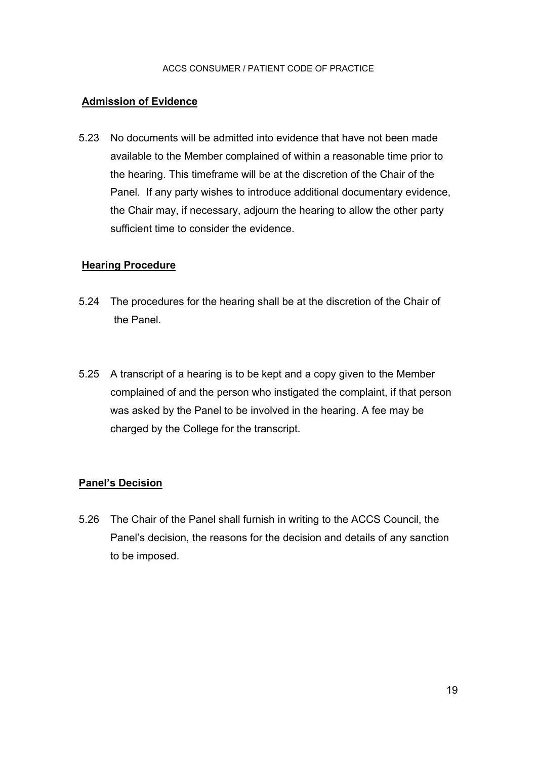**Admission of Evidence**

5.23 No documents will be admitted into evidence that have not been made available to the Member complained of within a reasonable time prior to the hearing. This timeframe will be at the discretion of the Chair of the Panel. If any party wishes to introduce additional documentary evidence, the Chair may, if necessary, adjourn the hearing to allow the other party sufficient time to consider the evidence.

**Hearing Procedure**

5.24 The procedures for the hearing shall be at the discretion of the Chair of the Panel.

5.25 A transcript of a hearing is to be kept and a copy given to the Member complained of and the person who instigated the complaint, if that person was asked by the Panel to be involved in the hearing. A fee may be charged by the College for the transcript.

**Panel's Decision**

5.26 The Chair of the Panel shall furnish in writing to the ACCS Council, the Panel's decision, the reasons for the decision and details of any sanction to be imposed.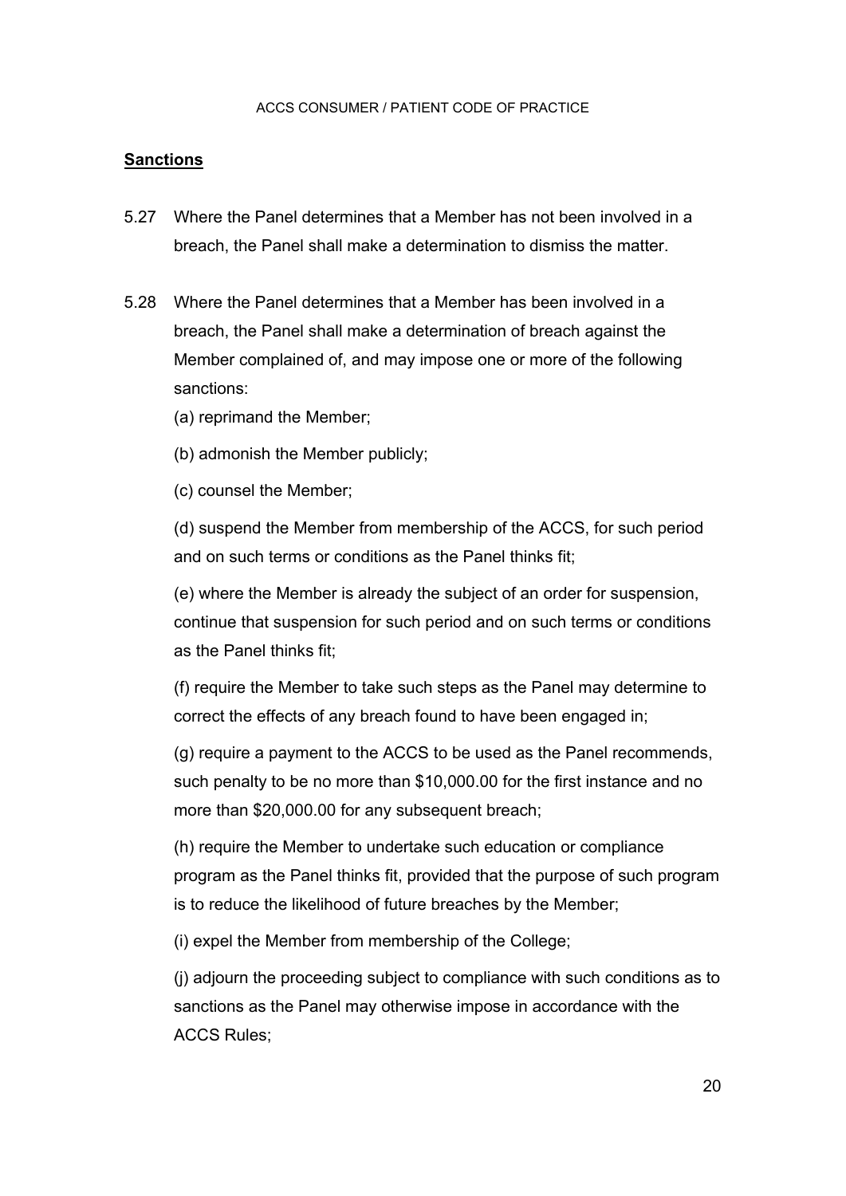## **Sanctions**

5.27 Where the Panel determines that a Member has not been involved in a breach, the Panel shall make a determination to dismiss the matter.

5.28 Where the Panel determines that a Member has been involved in a breach, the Panel shall make a determination of breach against the Member complained of, and may impose one or more of the following sanctions:

(a) reprimand the Member;

(b) admonish the Member publicly;

(c) counsel the Member;

(d) suspend the Member from membership of the ACCS, for such period and on such terms or conditions as the Panel thinks fit;

(e) where the Member is already the subject of an order for suspension, continue that suspension for such period and on such terms or conditions as the Panel thinks fit;

(f) require the Member to take such steps as the Panel may determine to correct the effects of any breach found to have been engaged in;

(g) require a payment to the ACCS to be used as the Panel recommends, such penalty to be no more than $10,000.00 for the first instance and no more than $20,000.00 for any subsequent breach;

(h) require the Member to undertake such education or compliance program as the Panel thinks fit, provided that the purpose of such program is to reduce the likelihood of future breaches by the Member;

(i) expel the Member from membership of the College;

(j) adjourn the proceeding subject to compliance with such conditions as to sanctions as the Panel may otherwise impose in accordance with the ACCS Rules;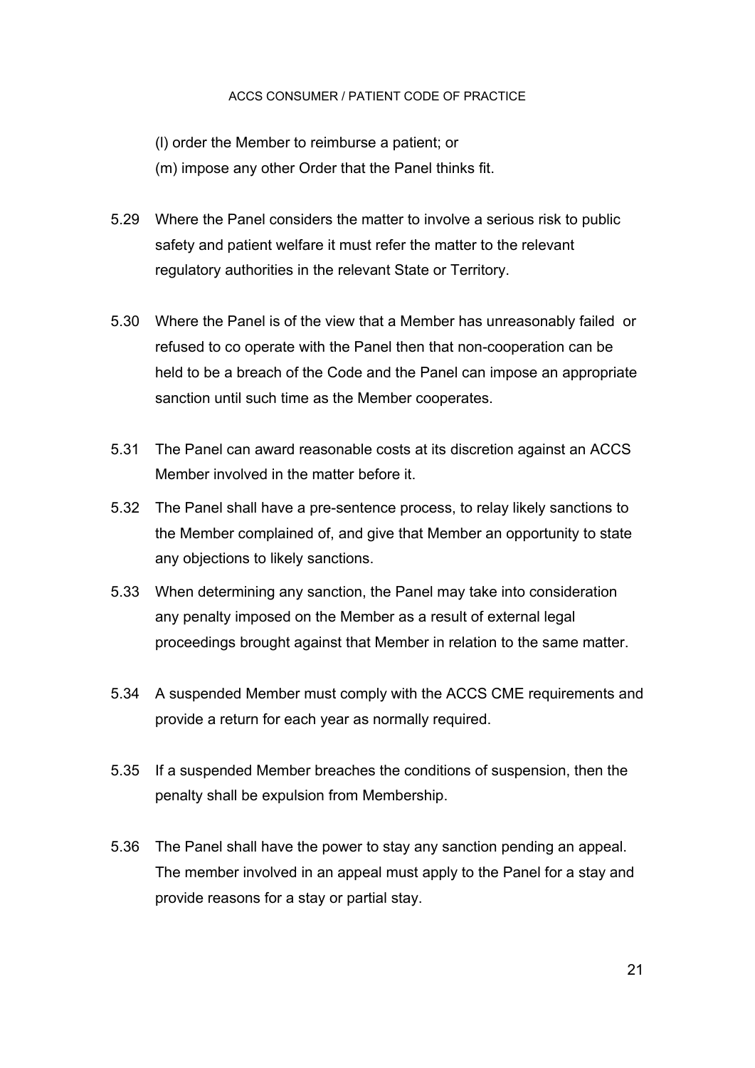(l) order the Member to reimburse a patient; or

(m) impose any other Order that the Panel thinks fit.

5.29 Where the Panel considers the matter to involve a serious risk to public safety and patient welfare it must refer the matter to the relevant regulatory authorities in the relevant State or Territory.

5.30 Where the Panel is of the view that a Member has unreasonably failed or refused to co operate with the Panel then that non-cooperation can be held to be a breach of the Code and the Panel can impose an appropriate sanction until such time as the Member cooperates.

5.31 The Panel can award reasonable costs at its discretion against an ACCS Member involved in the matter before it.

5.32 The Panel shall have a pre-sentence process, to relay likely sanctions to the Member complained of, and give that Member an opportunity to state any objections to likely sanctions.

5.33 When determining any sanction, the Panel may take into consideration any penalty imposed on the Member as a result of external legal proceedings brought against that Member in relation to the same matter.

5.34 A suspended Member must comply with the ACCS CME requirements and provide a return for each year as normally required.

5.35 If a suspended Member breaches the conditions of suspension, then the penalty shall be expulsion from Membership.

5.36 The Panel shall have the power to stay any sanction pending an appeal. The member involved in an appeal must apply to the Panel for a stay and provide reasons for a stay or partial stay.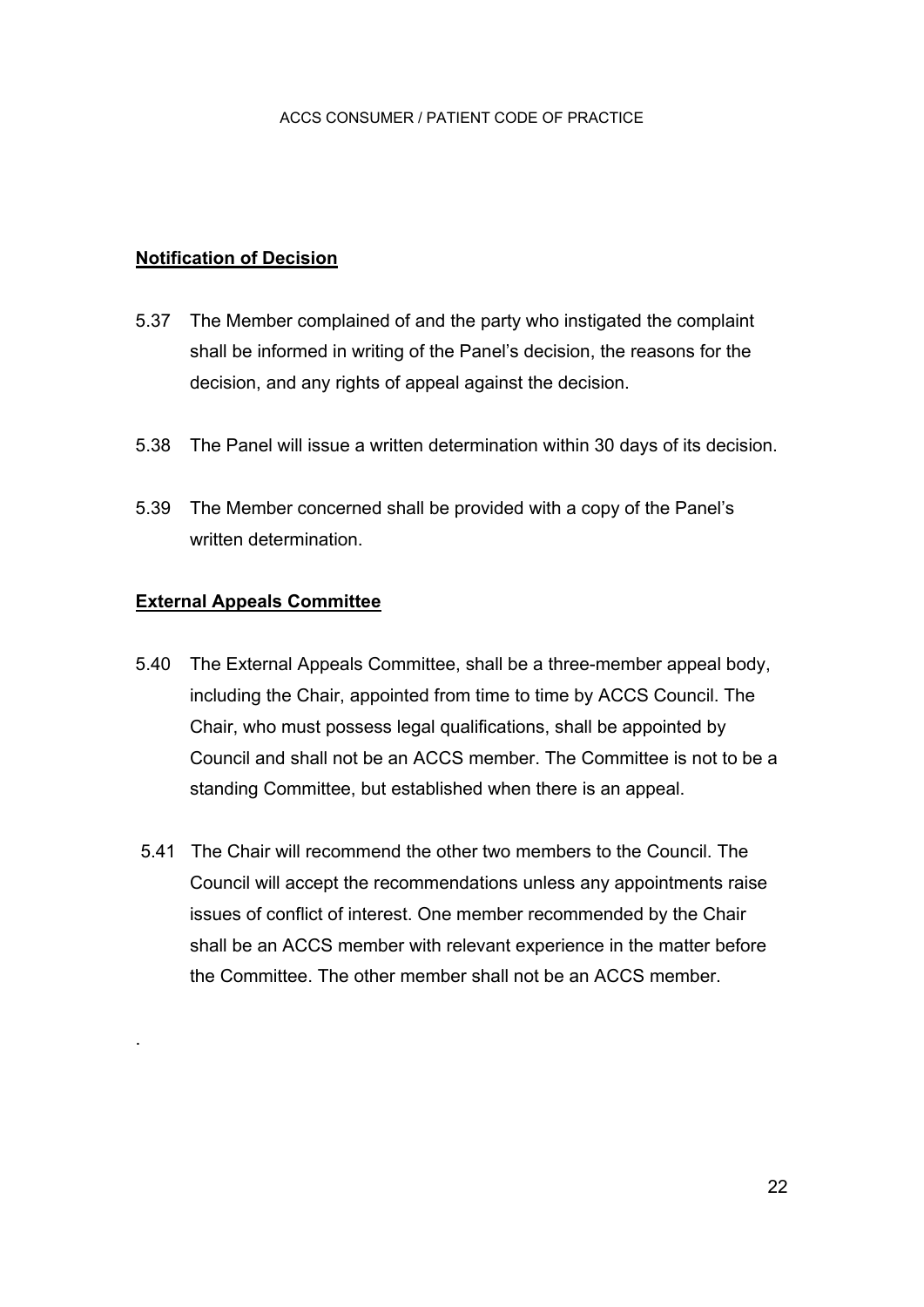**Notification of Decision**

5.37 The Member complained of and the party who instigated the complaint shall be informed in writing of the Panel's decision, the reasons for the decision, and any rights of appeal against the decision.

5.38 The Panel will issue a written determination within 30 days of its decision.

5.39 The Member concerned shall be provided with a copy of the Panel's written determination.

**External Appeals Committee**

5.40 The External Appeals Committee, shall be a three-member appeal body, including the Chair, appointed from time to time by ACCS Council. The Chair, who must possess legal qualifications, shall be appointed by Council and shall not be an ACCS member. The Committee is not to be a standing Committee, but established when there is an appeal.

5.41 The Chair will recommend the other two members to the Council. The Council will accept the recommendations unless any appointments raise issues of conflict of interest. One member recommended by the Chair shall be an ACCS member with relevant experience in the matter before the Committee. The other member shall not be an ACCS member.

.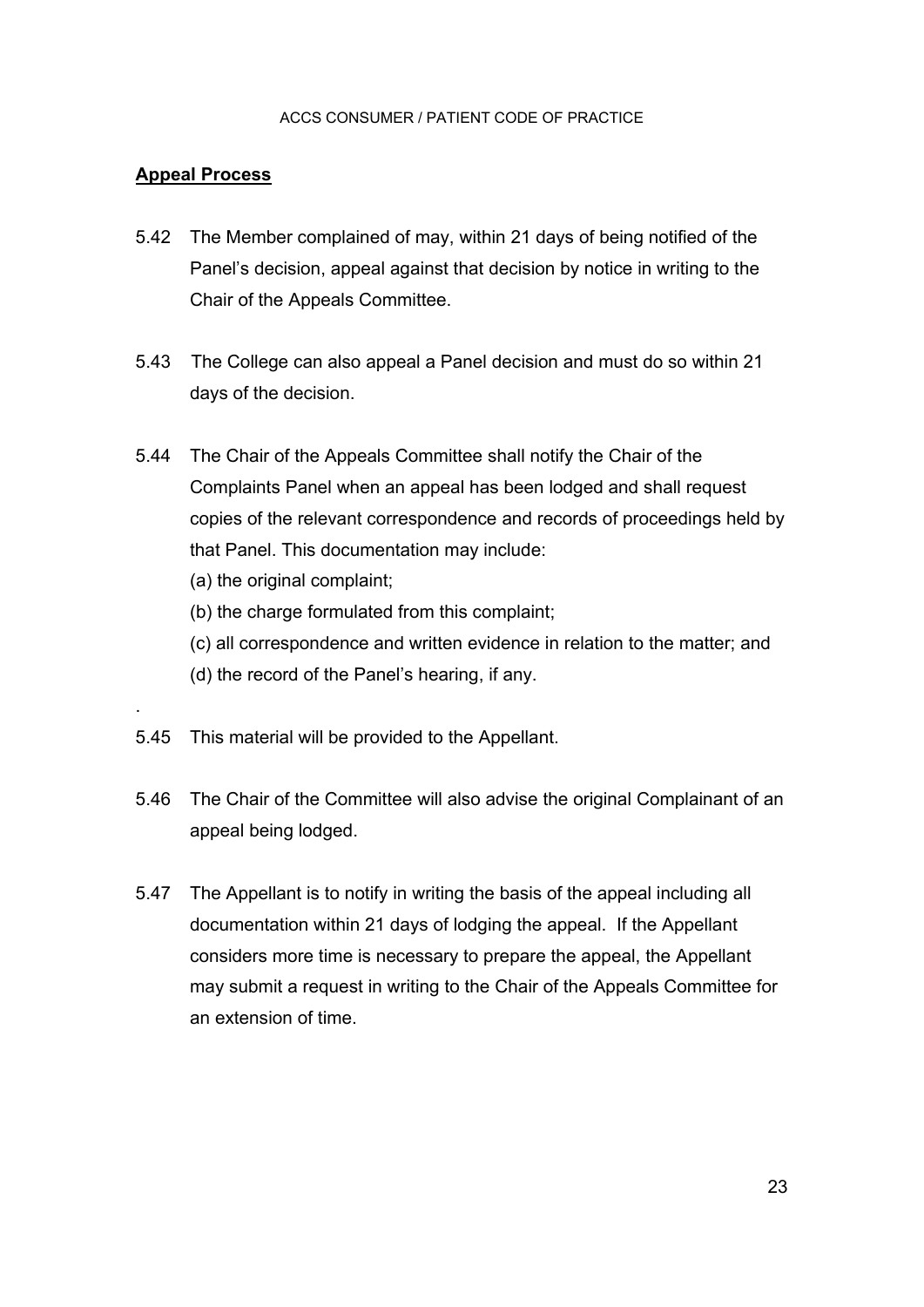## Appeal Process

5.42 The Member complained of may, within 21 days of being notified of the Panel's decision, appeal against that decision by notice in writing to the Chair of the Appeals Committee.

5.43 The College can also appeal a Panel decision and must do so within 21 days of the decision.

5.44 The Chair of the Appeals Committee shall notify the Chair of the Complaints Panel when an appeal has been lodged and shall request copies of the relevant correspondence and records of proceedings held by that Panel. This documentation may include:

(a) the original complaint;

(b) the charge formulated from this complaint;

(c) all correspondence and written evidence in relation to the matter; and

(d) the record of the Panel's hearing, if any.

5.45 This material will be provided to the Appellant.

5.46 The Chair of the Committee will also advise the original Complainant of an appeal being lodged.

5.47 The Appellant is to notify in writing the basis of the appeal including all documentation within 21 days of lodging the appeal. If the Appellant considers more time is necessary to prepare the appeal, the Appellant may submit a request in writing to the Chair of the Appeals Committee for an extension of time.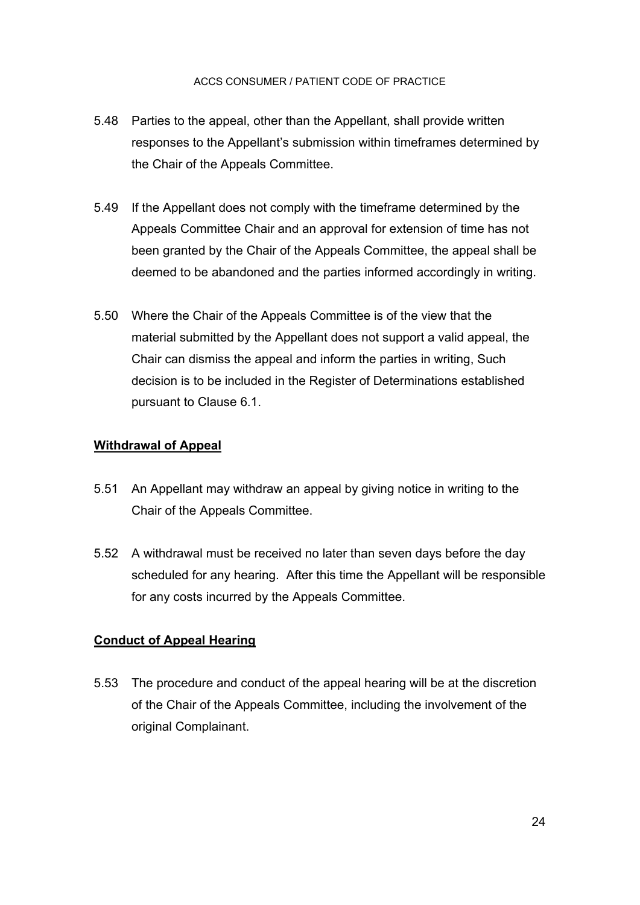5.48 Parties to the appeal, other than the Appellant, shall provide written responses to the Appellant's submission within timeframes determined by the Chair of the Appeals Committee.

5.49 If the Appellant does not comply with the timeframe determined by the Appeals Committee Chair and an approval for extension of time has not been granted by the Chair of the Appeals Committee, the appeal shall be deemed to be abandoned and the parties informed accordingly in writing.

5.50 Where the Chair of the Appeals Committee is of the view that the material submitted by the Appellant does not support a valid appeal, the Chair can dismiss the appeal and inform the parties in writing, Such decision is to be included in the Register of Determinations established pursuant to Clause 6.1.

**<u>Withdrawal of Appeal</u>**

5.51 An Appellant may withdraw an appeal by giving notice in writing to the Chair of the Appeals Committee.

5.52 A withdrawal must be received no later than seven days before the day scheduled for any hearing. After this time the Appellant will be responsible for any costs incurred by the Appeals Committee.

**<u>Conduct of Appeal Hearing</u>**

5.53 The procedure and conduct of the appeal hearing will be at the discretion of the Chair of the Appeals Committee, including the involvement of the original Complainant.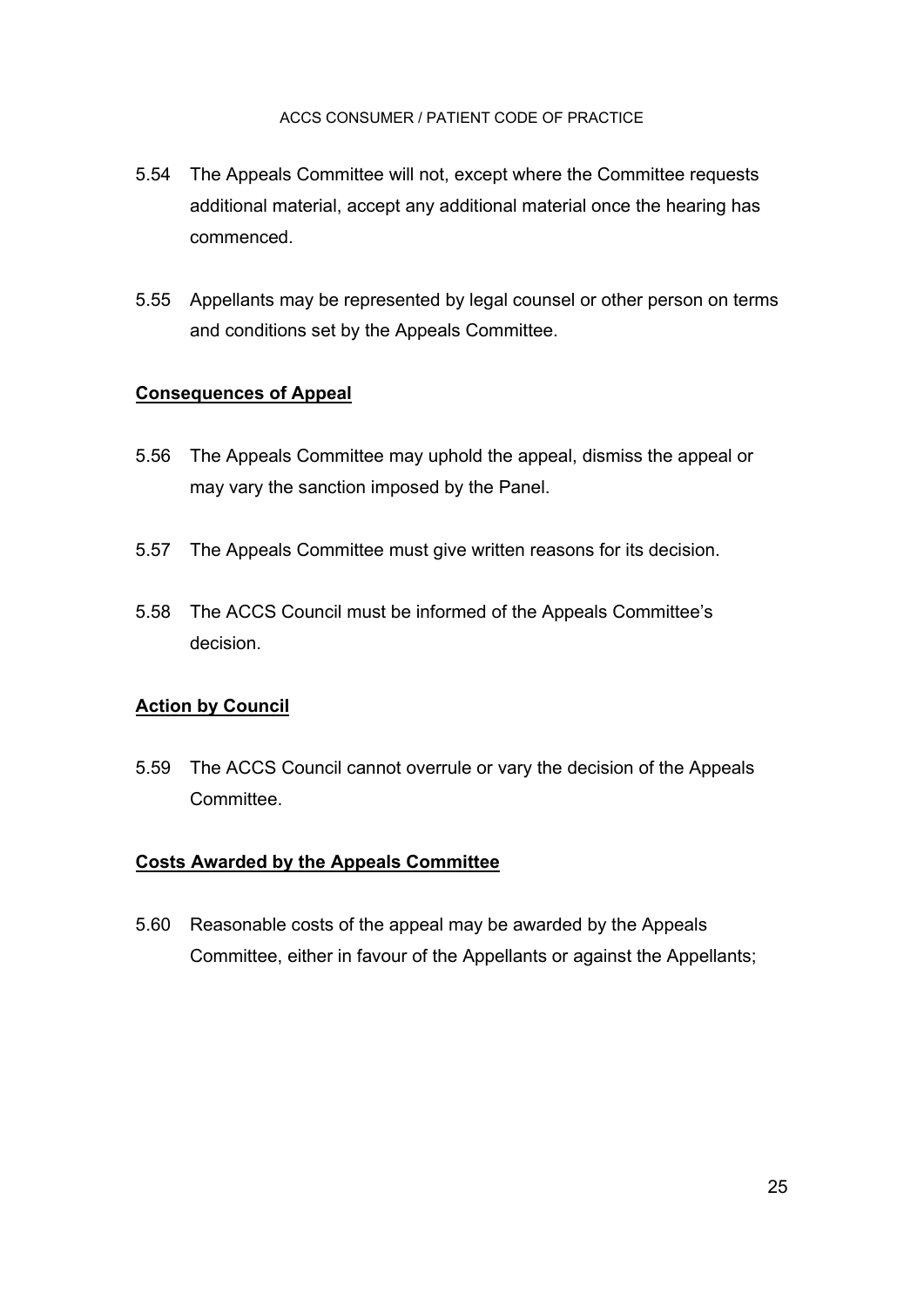5.54 The Appeals Committee will not, except where the Committee requests additional material, accept any additional material once the hearing has commenced.

5.55 Appellants may be represented by legal counsel or other person on terms and conditions set by the Appeals Committee.

**<u>Consequences of Appeal</u>**

5.56 The Appeals Committee may uphold the appeal, dismiss the appeal or may vary the sanction imposed by the Panel.

5.57 The Appeals Committee must give written reasons for its decision.

5.58 The ACCS Council must be informed of the Appeals Committee's decision.

**<u>Action by Council</u>**

5.59 The ACCS Council cannot overrule or vary the decision of the Appeals Committee.

**<u>Costs Awarded by the Appeals Committee</u>**

5.60 Reasonable costs of the appeal may be awarded by the Appeals Committee, either in favour of the Appellants or against the Appellants;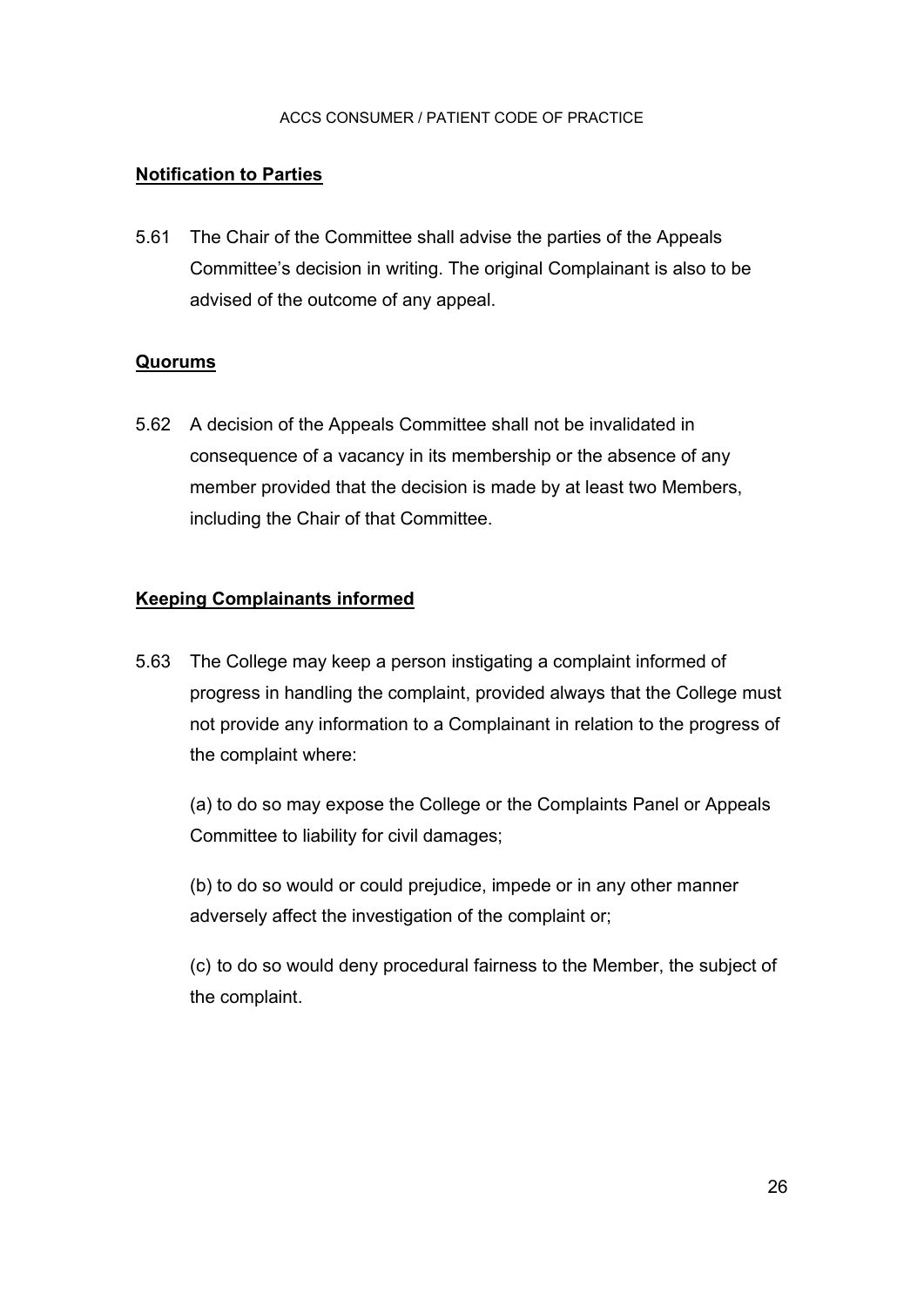**Notification to Parties**

5.61 The Chair of the Committee shall advise the parties of the Appeals Committee's decision in writing. The original Complainant is also to be advised of the outcome of any appeal.

**Quorums**

5.62 A decision of the Appeals Committee shall not be invalidated in consequence of a vacancy in its membership or the absence of any member provided that the decision is made by at least two Members, including the Chair of that Committee.

**Keeping Complainants informed**

5.63 The College may keep a person instigating a complaint informed of progress in handling the complaint, provided always that the College must not provide any information to a Complainant in relation to the progress of the complaint where:

(a) to do so may expose the College or the Complaints Panel or Appeals Committee to liability for civil damages;

(b) to do so would or could prejudice, impede or in any other manner adversely affect the investigation of the complaint or;

(c) to do so would deny procedural fairness to the Member, the subject of the complaint.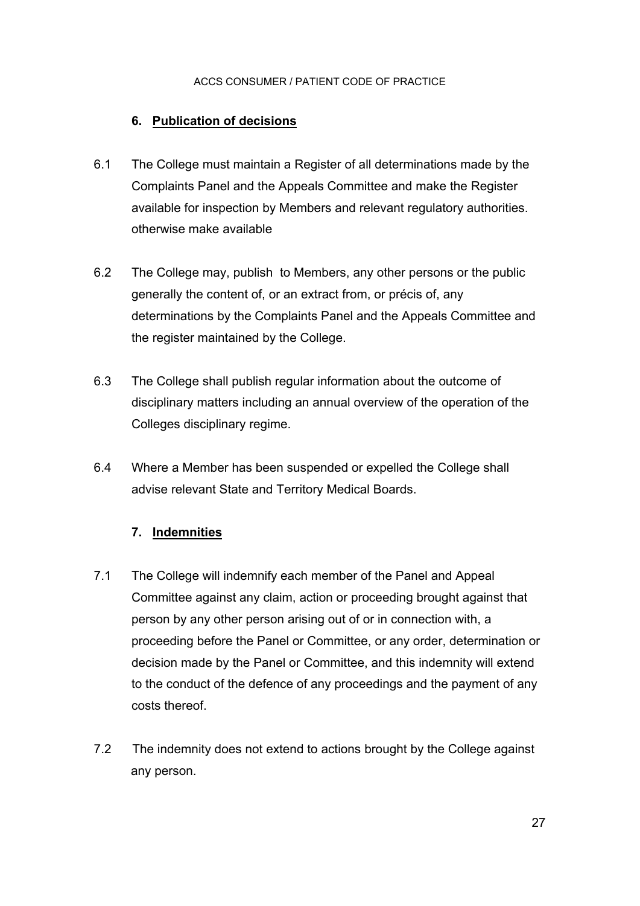## 6. Publication of decisions

6.1 The College must maintain a Register of all determinations made by the Complaints Panel and the Appeals Committee and make the Register available for inspection by Members and relevant regulatory authorities. otherwise make available

6.2 The College may, publish to Members, any other persons or the public generally the content of, or an extract from, or précis of, any determinations by the Complaints Panel and the Appeals Committee and the register maintained by the College.

6.3 The College shall publish regular information about the outcome of disciplinary matters including an annual overview of the operation of the Colleges disciplinary regime.

6.4 Where a Member has been suspended or expelled the College shall advise relevant State and Territory Medical Boards.

## 7. Indemnities

7.1 The College will indemnify each member of the Panel and Appeal Committee against any claim, action or proceeding brought against that person by any other person arising out of or in connection with, a proceeding before the Panel or Committee, or any order, determination or decision made by the Panel or Committee, and this indemnity will extend to the conduct of the defence of any proceedings and the payment of any costs thereof.

7.2 The indemnity does not extend to actions brought by the College against any person.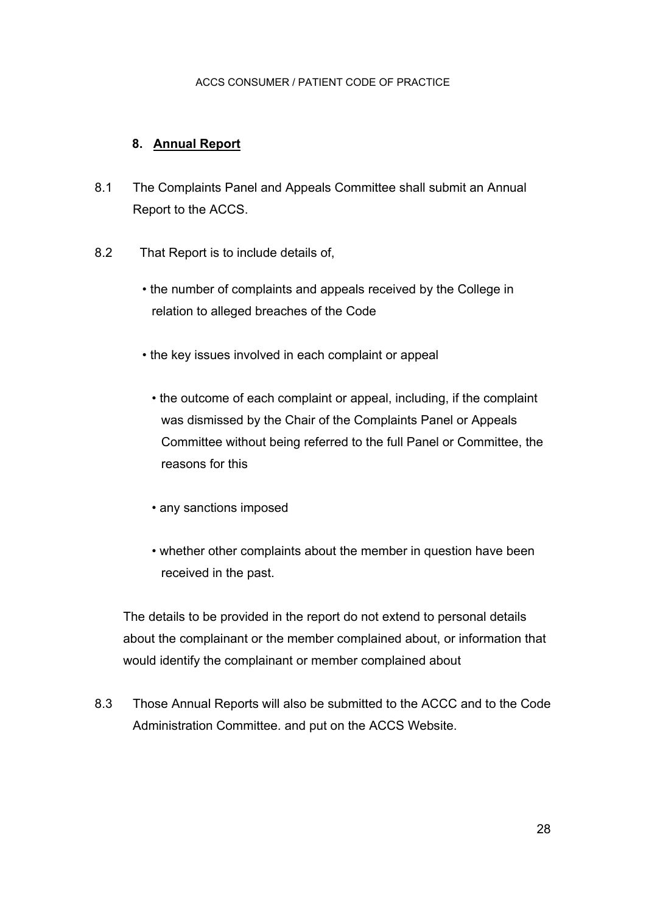## 8. <u>Annual Report</u>

8.1 The Complaints Panel and Appeals Committee shall submit an Annual Report to the ACCS.

8.2 That Report is to include details of,

- the number of complaints and appeals received by the College in relation to alleged breaches of the Code
- the key issues involved in each complaint or appeal
- the outcome of each complaint or appeal, including, if the complaint was dismissed by the Chair of the Complaints Panel or Appeals Committee without being referred to the full Panel or Committee, the reasons for this
- any sanctions imposed
- whether other complaints about the member in question have been received in the past.

The details to be provided in the report do not extend to personal details about the complainant or the member complained about, or information that would identify the complainant or member complained about

8.3 Those Annual Reports will also be submitted to the ACCC and to the Code Administration Committee. and put on the ACCS Website.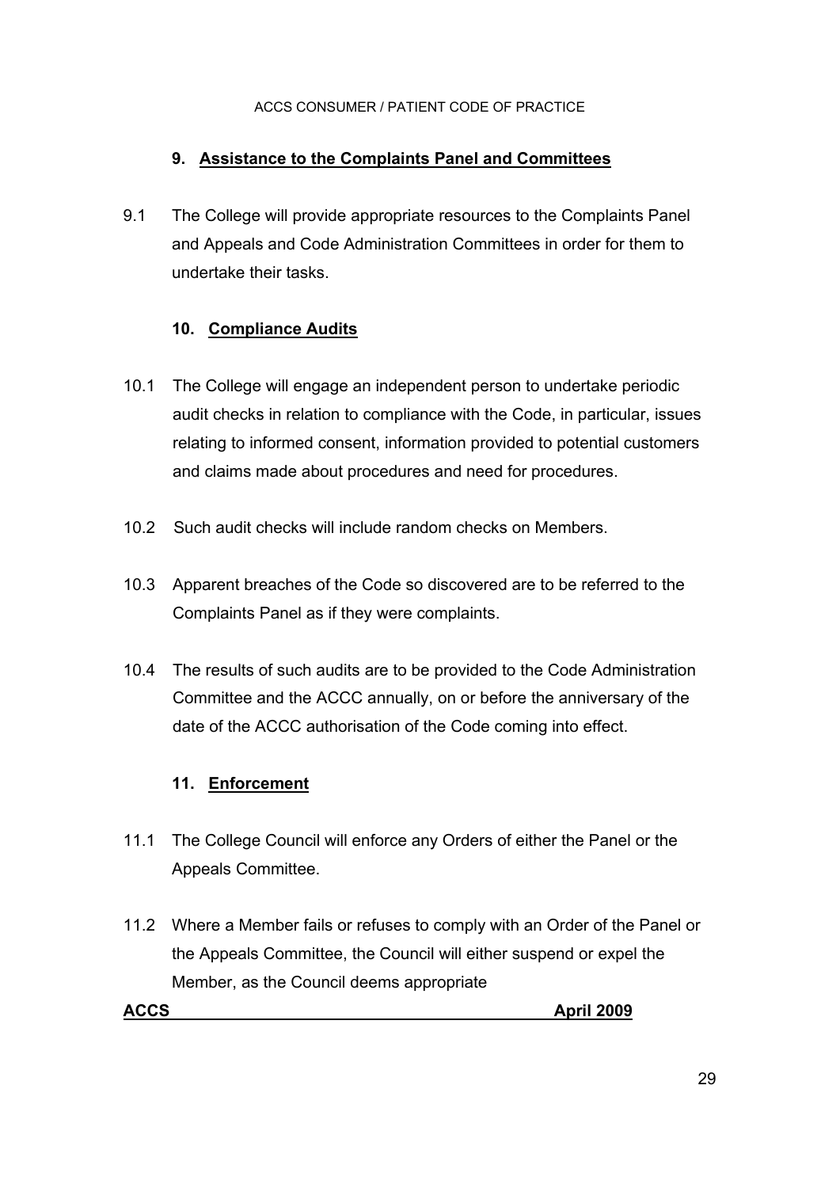## 9. Assistance to the Complaints Panel and Committees

9.1 The College will provide appropriate resources to the Complaints Panel and Appeals and Code Administration Committees in order for them to undertake their tasks.

## 10. Compliance Audits

10.1 The College will engage an independent person to undertake periodic audit checks in relation to compliance with the Code, in particular, issues relating to informed consent, information provided to potential customers and claims made about procedures and need for procedures.

10.2 Such audit checks will include random checks on Members.

10.3 Apparent breaches of the Code so discovered are to be referred to the Complaints Panel as if they were complaints.

10.4 The results of such audits are to be provided to the Code Administration Committee and the ACCC annually, on or before the anniversary of the date of the ACCC authorisation of the Code coming into effect.

## 11. Enforcement

11.1 The College Council will enforce any Orders of either the Panel or the Appeals Committee.

11.2 Where a Member fails or refuses to comply with an Order of the Panel or the Appeals Committee, the Council will either suspend or expel the Member, as the Council deems appropriate